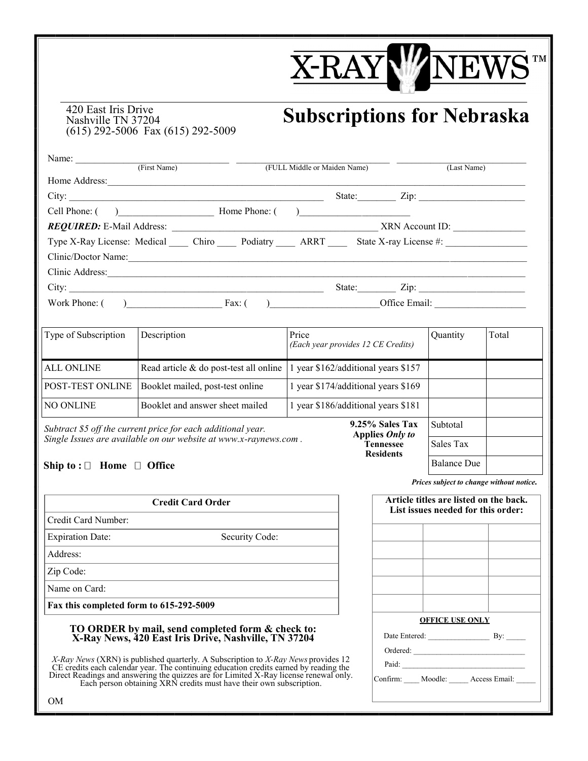X-RAY NEWS™

420 East Iris Drive
Nashville TN 37204
(615) 292-5006 Fax (615) 292-5009

# Subscriptions for Nebraska

Name: ______________________ (First Name) ______________________ (FULL Middle or Maiden Name) ______________________ (Last Name)

Home Address: ______________________________________________

City: ______________________________ State: ________ Zip: ______________

Cell Phone: ( ) ____________________ Home Phone: ( ) ____________________

***REQUIRED:*** E-Mail Address: ______________________________ XRN Account ID: ______________

Type X-Ray License: Medical ____ Chiro ____ Podiatry ____ ARRT ____ State X-ray License #: ______________

Clinic/Doctor Name: ______________________________________________

Clinic Address: ______________________________________________

City: ______________________________ State: ________ Zip: ______________

Work Phone: ( ) ____________________ Fax: ( ) ____________________ Office Email: ______________

| Type of Subscription | Description | Price *(Each year provides 12 CE Credits)* | Quantity | Total |
|---|---|---|---|---|
| ALL ONLINE | Read article & do post-test all online | 1 year $162/additional years $157 | | |
| POST-TEST ONLINE | Booklet mailed, post-test online | 1 year $174/additional years $169 | | |
| NO ONLINE | Booklet and answer sheet mailed | 1 year $186/additional years $181 | | |
| | | **9.25% Sales Tax Applies *Only* to Tennessee Residents** | Subtotal | |
| | | | Sales Tax | |
| | | | Balance Due | |

*Subtract $5 off the current price for each additional year.*
*Single Issues are available on our website at www.x-raynews.com .*

**Ship to : ☐ Home ☐ Office**

***Prices subject to change without notice.***

| Credit Card Order | |
|---|---|
| Credit Card Number: | |
| Expiration Date: | Security Code: |
| Address: | |
| Zip Code: | |
| Name on Card: | |
| **Fax this completed form to 615-292-5009** | |

| **Article titles are listed on the back. List issues needed for this order:** | | |
|---|---|---|
| | | |
| | | |
| | | |
| | | |
| | | |

**OFFICE USE ONLY**

Date Entered: ______________ By: _____

Ordered: ______________________

Paid: ______________________

Confirm: ____ Moodle: _____ Access Email: _____

**TO ORDER by mail, send completed form & check to:**
**X-Ray News, 420 East Iris Drive, Nashville, TN 37204**

*X-Ray News* (XRN) is published quarterly. A Subscription to *X-Ray News* provides 12 CE credits each calendar year. The continuing education credits earned by reading the Direct Readings and answering the quizzes are for Limited X-Ray license renewal only. Each person obtaining XRN credits must have their own subscription.

OM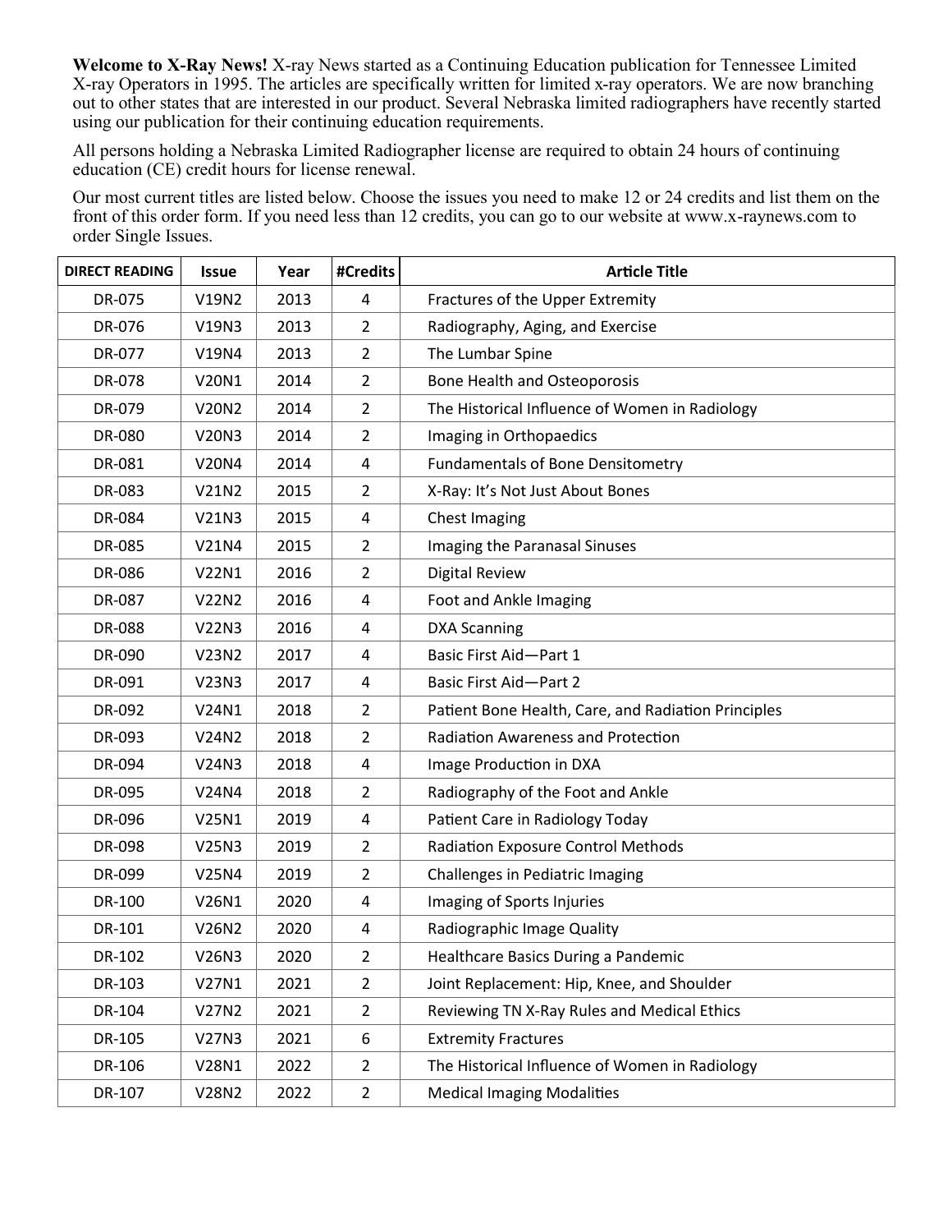**Welcome to X-Ray News!** X-ray News started as a Continuing Education publication for Tennessee Limited X-ray Operators in 1995. The articles are specifically written for limited x-ray operators. We are now branching out to other states that are interested in our product. Several Nebraska limited radiographers have recently started using our publication for their continuing education requirements.

All persons holding a Nebraska Limited Radiographer license are required to obtain 24 hours of continuing education (CE) credit hours for license renewal.

Our most current titles are listed below. Choose the issues you need to make 12 or 24 credits and list them on the front of this order form. If you need less than 12 credits, you can go to our website at www.x-raynews.com to order Single Issues.

| DIRECT READING | Issue | Year | #Credits | Article Title |
|---|---|---|---|---|
| DR-075 | V19N2 | 2013 | 4 | Fractures of the Upper Extremity |
| DR-076 | V19N3 | 2013 | 2 | Radiography, Aging, and Exercise |
| DR-077 | V19N4 | 2013 | 2 | The Lumbar Spine |
| DR-078 | V20N1 | 2014 | 2 | Bone Health and Osteoporosis |
| DR-079 | V20N2 | 2014 | 2 | The Historical Influence of Women in Radiology |
| DR-080 | V20N3 | 2014 | 2 | Imaging in Orthopaedics |
| DR-081 | V20N4 | 2014 | 4 | Fundamentals of Bone Densitometry |
| DR-083 | V21N2 | 2015 | 2 | X-Ray: It's Not Just About Bones |
| DR-084 | V21N3 | 2015 | 4 | Chest Imaging |
| DR-085 | V21N4 | 2015 | 2 | Imaging the Paranasal Sinuses |
| DR-086 | V22N1 | 2016 | 2 | Digital Review |
| DR-087 | V22N2 | 2016 | 4 | Foot and Ankle Imaging |
| DR-088 | V22N3 | 2016 | 4 | DXA Scanning |
| DR-090 | V23N2 | 2017 | 4 | Basic First Aid—Part 1 |
| DR-091 | V23N3 | 2017 | 4 | Basic First Aid—Part 2 |
| DR-092 | V24N1 | 2018 | 2 | Patient Bone Health, Care, and Radiation Principles |
| DR-093 | V24N2 | 2018 | 2 | Radiation Awareness and Protection |
| DR-094 | V24N3 | 2018 | 4 | Image Production in DXA |
| DR-095 | V24N4 | 2018 | 2 | Radiography of the Foot and Ankle |
| DR-096 | V25N1 | 2019 | 4 | Patient Care in Radiology Today |
| DR-098 | V25N3 | 2019 | 2 | Radiation Exposure Control Methods |
| DR-099 | V25N4 | 2019 | 2 | Challenges in Pediatric Imaging |
| DR-100 | V26N1 | 2020 | 4 | Imaging of Sports Injuries |
| DR-101 | V26N2 | 2020 | 4 | Radiographic Image Quality |
| DR-102 | V26N3 | 2020 | 2 | Healthcare Basics During a Pandemic |
| DR-103 | V27N1 | 2021 | 2 | Joint Replacement: Hip, Knee, and Shoulder |
| DR-104 | V27N2 | 2021 | 2 | Reviewing TN X-Ray Rules and Medical Ethics |
| DR-105 | V27N3 | 2021 | 6 | Extremity Fractures |
| DR-106 | V28N1 | 2022 | 2 | The Historical Influence of Women in Radiology |
| DR-107 | V28N2 | 2022 | 2 | Medical Imaging Modalities |